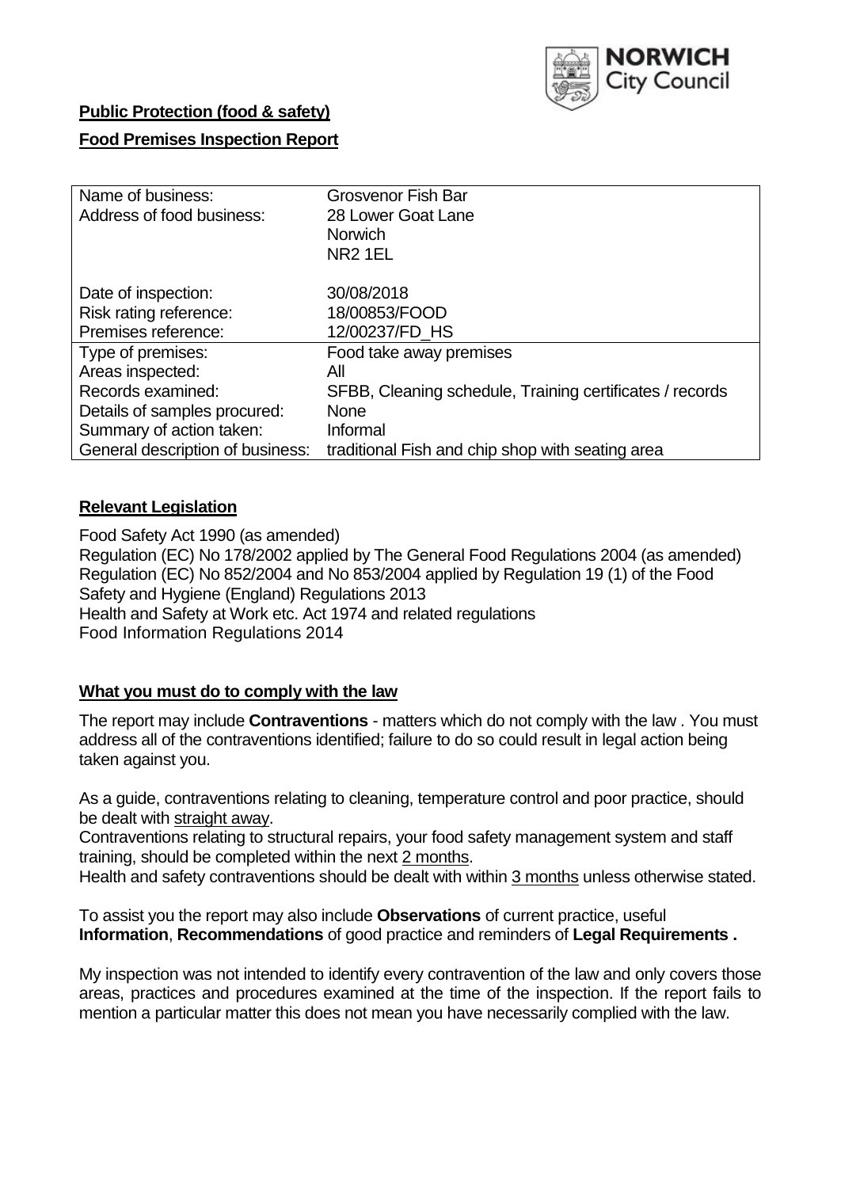**Public Protection (food & safety)**

**Food Premises Inspection Report**

| | |
|---|---|
| Name of business: | Grosvenor Fish Bar |
| Address of food business: | 28 Lower Goat Lane<br>Norwich<br>NR2 1EL |
| Date of inspection: | 30/08/2018 |
| Risk rating reference: | 18/00853/FOOD |
| Premises reference: | 12/00237/FD_HS |
| Type of premises: | Food take away premises |
| Areas inspected: | All |
| Records examined: | SFBB, Cleaning schedule, Training certificates / records |
| Details of samples procured: | None |
| Summary of action taken: | Informal |
| General description of business: | traditional Fish and chip shop with seating area |

## Relevant Legislation

Food Safety Act 1990 (as amended)
Regulation (EC) No 178/2002 applied by The General Food Regulations 2004 (as amended)
Regulation (EC) No 852/2004 and No 853/2004 applied by Regulation 19 (1) of the Food Safety and Hygiene (England) Regulations 2013
Health and Safety at Work etc. Act 1974 and related regulations
Food Information Regulations 2014

## What you must do to comply with the law

The report may include **Contraventions** - matters which do not comply with the law . You must address all of the contraventions identified; failure to do so could result in legal action being taken against you.

As a guide, contraventions relating to cleaning, temperature control and poor practice, should be dealt with straight away.

Contraventions relating to structural repairs, your food safety management system and staff training, should be completed within the next 2 months.

Health and safety contraventions should be dealt with within 3 months unless otherwise stated.

To assist you the report may also include **Observations** of current practice, useful **Information**, **Recommendations** of good practice and reminders of **Legal Requirements .**

My inspection was not intended to identify every contravention of the law and only covers those areas, practices and procedures examined at the time of the inspection. If the report fails to mention a particular matter this does not mean you have necessarily complied with the law.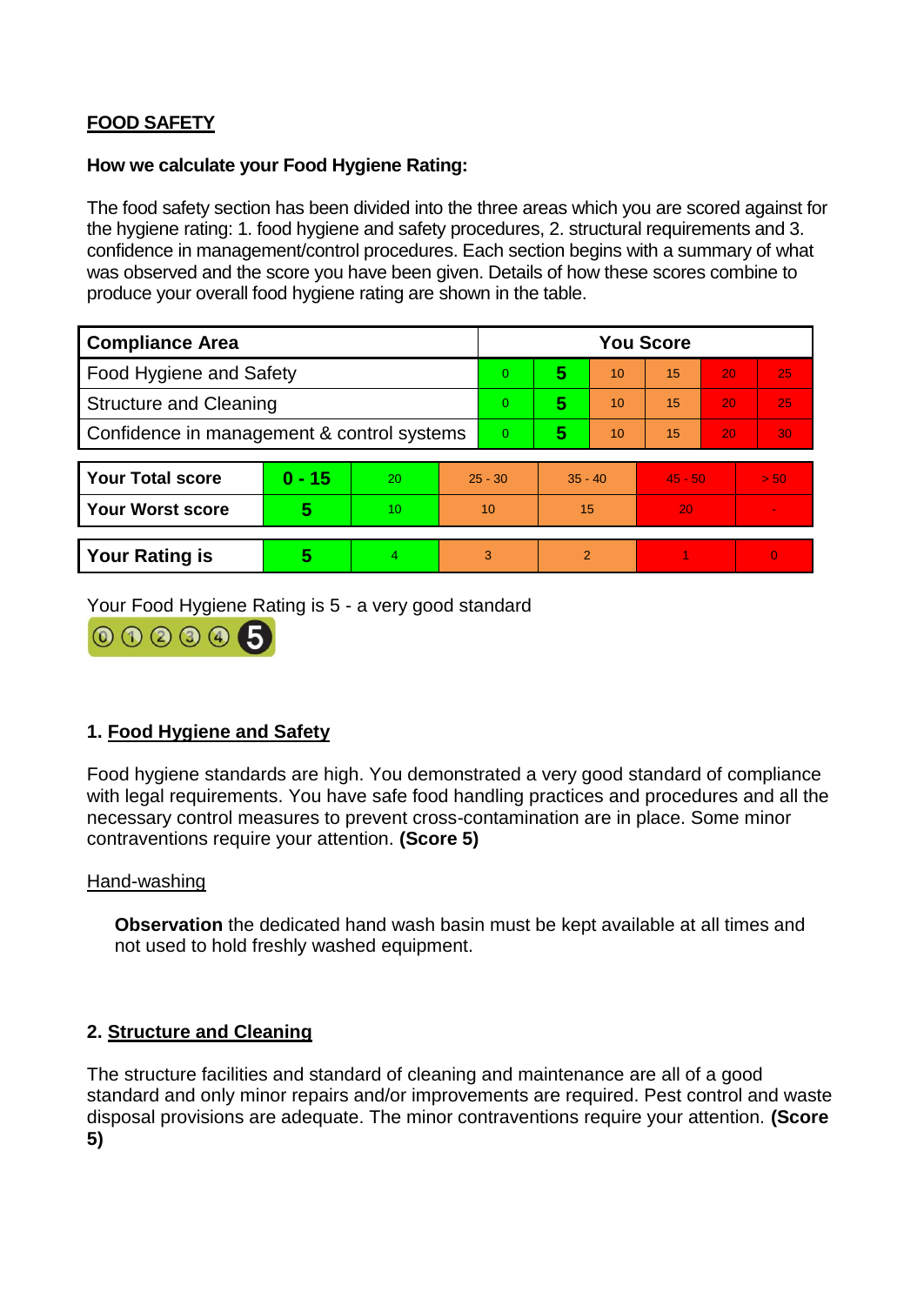## FOOD SAFETY

**How we calculate your Food Hygiene Rating:**

The food safety section has been divided into the three areas which you are scored against for the hygiene rating: 1. food hygiene and safety procedures, 2. structural requirements and 3. confidence in management/control procedures. Each section begins with a summary of what was observed and the score you have been given. Details of how these scores combine to produce your overall food hygiene rating are shown in the table.

| Compliance Area | You Score | | | | | |
|---|---|---|---|---|---|---|
| Food Hygiene and Safety | 0 | **5** | 10 | 15 | 20 | 25 |
| Structure and Cleaning | 0 | **5** | 10 | 15 | 20 | 25 |
| Confidence in management & control systems | 0 | **5** | 10 | 15 | 20 | 30 |

| | | | | | | |
|---|---|---|---|---|---|---|
| **Your Total score** | **0 - 15** | 20 | 25 - 30 | 35 - 40 | 45 - 50 | > 50 |
| **Your Worst score** | **5** | 10 | 10 | 15 | 20 | - |
| **Your Rating is** | **5** | 4 | 3 | 2 | 1 | 0 |

Your Food Hygiene Rating is 5 - a very good standard

### 1. Food Hygiene and Safety

Food hygiene standards are high. You demonstrated a very good standard of compliance with legal requirements. You have safe food handling practices and procedures and all the necessary control measures to prevent cross-contamination are in place. Some minor contraventions require your attention. **(Score 5)**

Hand-washing

**Observation** the dedicated hand wash basin must be kept available at all times and not used to hold freshly washed equipment.

### 2. Structure and Cleaning

The structure facilities and standard of cleaning and maintenance are all of a good standard and only minor repairs and/or improvements are required. Pest control and waste disposal provisions are adequate. The minor contraventions require your attention. **(Score 5)**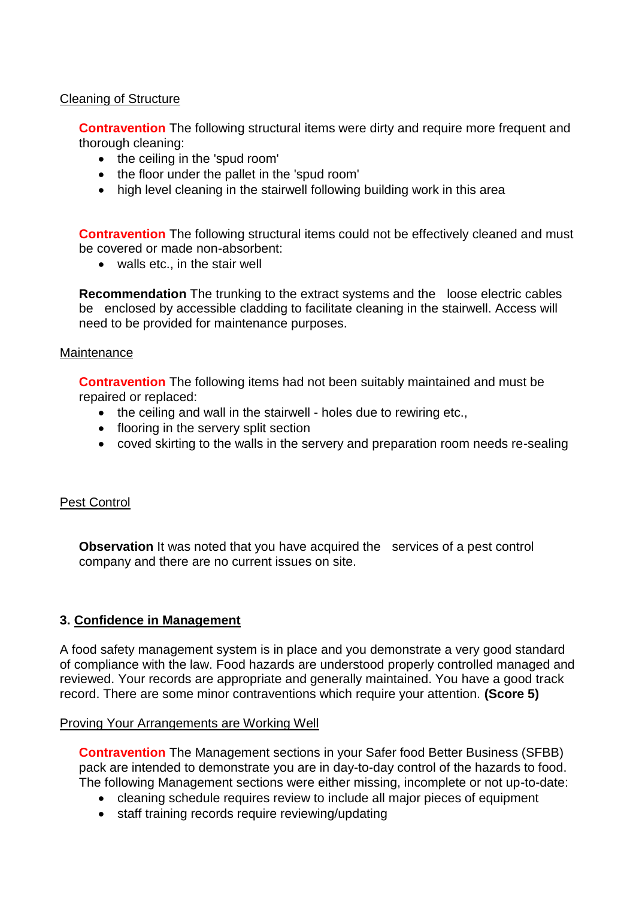Cleaning of Structure

**Contravention** The following structural items were dirty and require more frequent and thorough cleaning:

- the ceiling in the 'spud room'
- the floor under the pallet in the 'spud room'
- high level cleaning in the stairwell following building work in this area

**Contravention** The following structural items could not be effectively cleaned and must be covered or made non-absorbent:

- walls etc., in the stair well

**Recommendation** The trunking to the extract systems and the loose electric cables be enclosed by accessible cladding to facilitate cleaning in the stairwell. Access will need to be provided for maintenance purposes.

Maintenance

**Contravention** The following items had not been suitably maintained and must be repaired or replaced:

- the ceiling and wall in the stairwell - holes due to rewiring etc.,
- flooring in the servery split section
- coved skirting to the walls in the servery and preparation room needs re-sealing

Pest Control

**Observation** It was noted that you have acquired the services of a pest control company and there are no current issues on site.

## 3. Confidence in Management

A food safety management system is in place and you demonstrate a very good standard of compliance with the law. Food hazards are understood properly controlled managed and reviewed. Your records are appropriate and generally maintained. You have a good track record. There are some minor contraventions which require your attention. **(Score 5)**

Proving Your Arrangements are Working Well

**Contravention** The Management sections in your Safer food Better Business (SFBB) pack are intended to demonstrate you are in day-to-day control of the hazards to food. The following Management sections were either missing, incomplete or not up-to-date:

- cleaning schedule requires review to include all major pieces of equipment
- staff training records require reviewing/updating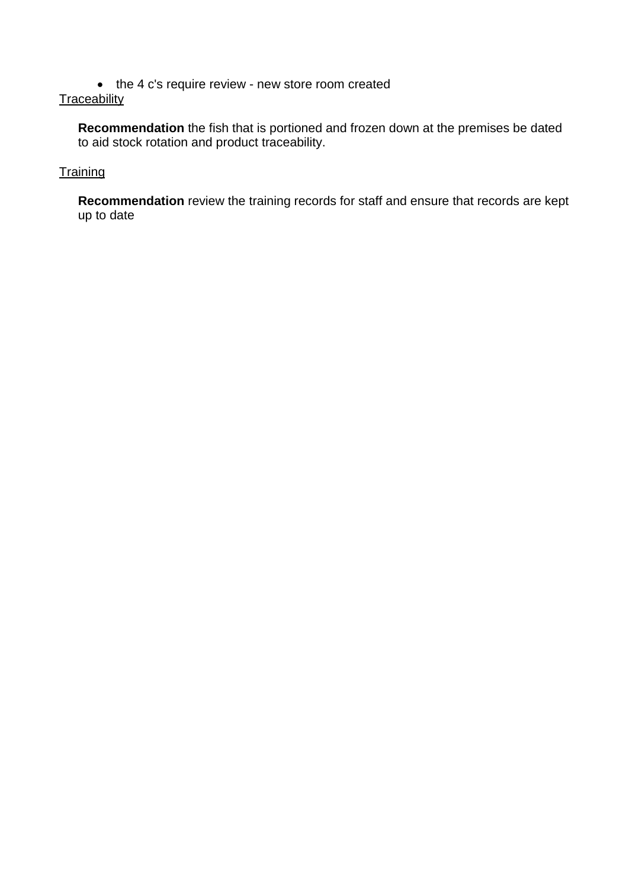- the 4 c's require review - new store room created

Traceability

**Recommendation** the fish that is portioned and frozen down at the premises be dated to aid stock rotation and product traceability.

Training

**Recommendation** review the training records for staff and ensure that records are kept up to date